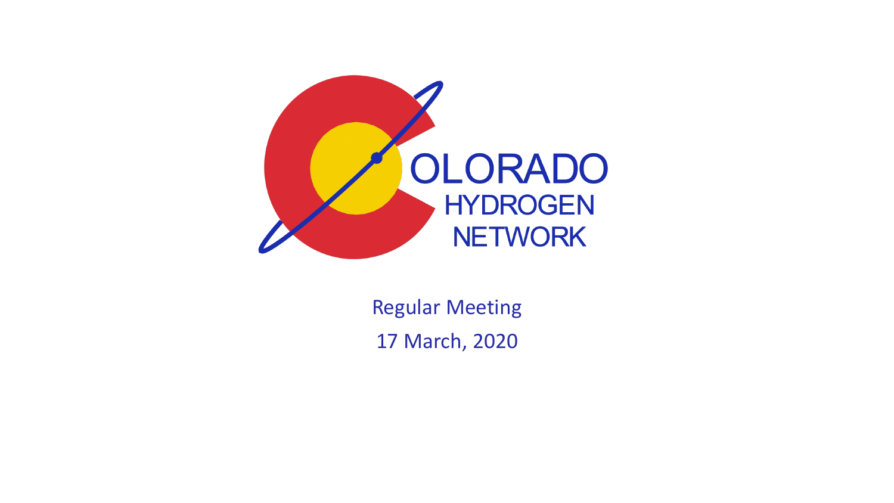# COLORADO HYDROGEN NETWORK

Regular Meeting

17 March, 2020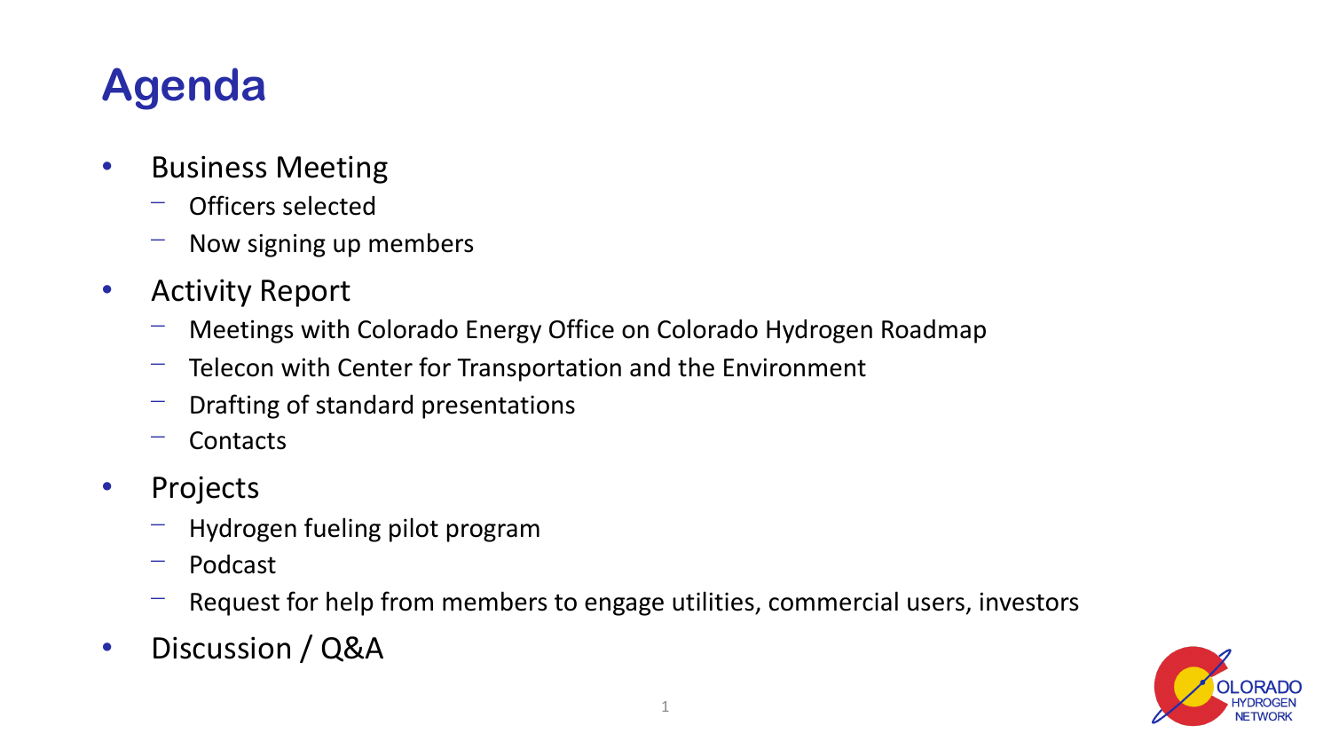# Agenda

- Business Meeting
  - Officers selected
  - Now signing up members
- Activity Report
  - Meetings with Colorado Energy Office on Colorado Hydrogen Roadmap
  - Telecon with Center for Transportation and the Environment
  - Drafting of standard presentations
  - Contacts
- Projects
  - Hydrogen fueling pilot program
  - Podcast
  - Request for help from members to engage utilities, commercial users, investors
- Discussion / Q&A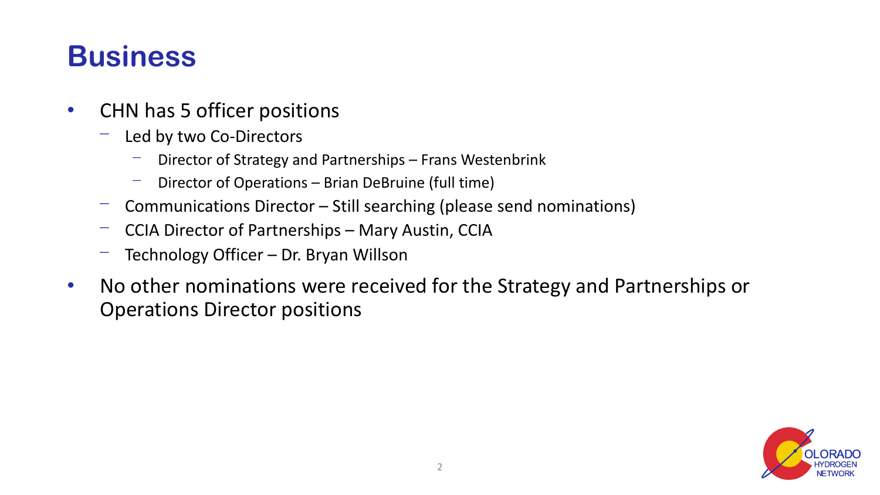# Business

- CHN has 5 officer positions
  - Led by two Co-Directors
    - Director of Strategy and Partnerships – Frans Westenbrink
    - Director of Operations – Brian DeBruine (full time)
  - Communications Director – Still searching (please send nominations)
  - CCIA Director of Partnerships – Mary Austin, CCIA
  - Technology Officer – Dr. Bryan Willson
- No other nominations were received for the Strategy and Partnerships or Operations Director positions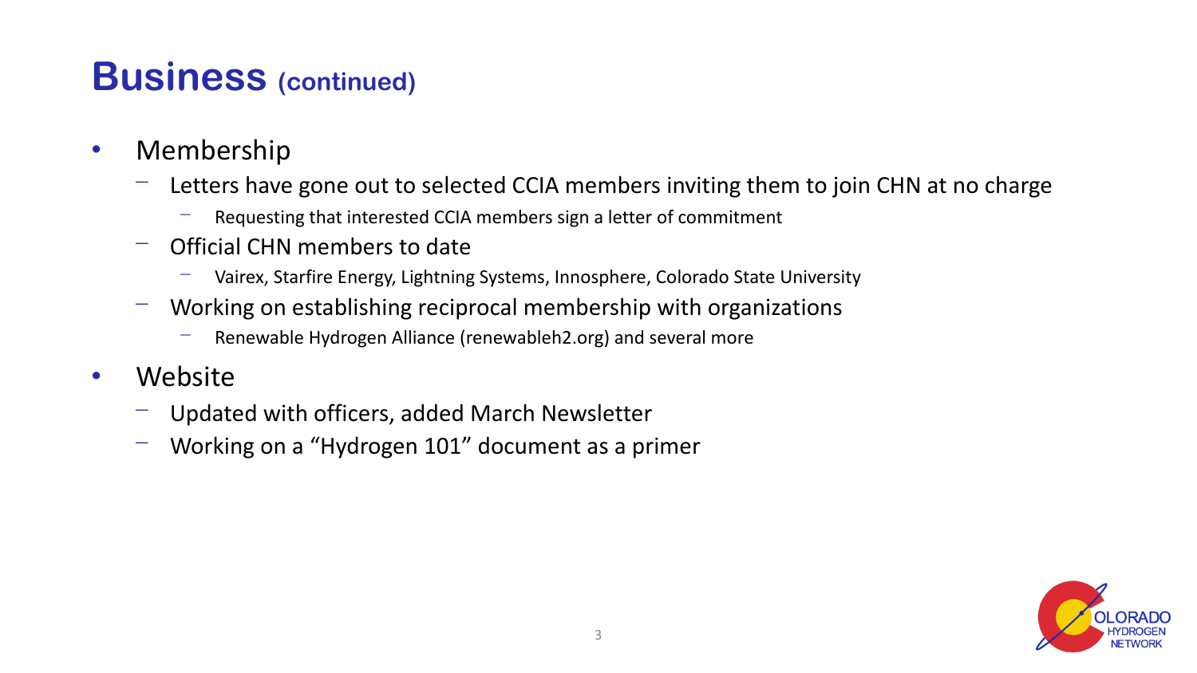# Business (continued)

- Membership
  - Letters have gone out to selected CCIA members inviting them to join CHN at no charge
    - Requesting that interested CCIA members sign a letter of commitment
  - Official CHN members to date
    - Vairex, Starfire Energy, Lightning Systems, Innosphere, Colorado State University
  - Working on establishing reciprocal membership with organizations
    - Renewable Hydrogen Alliance (renewableh2.org) and several more
- Website
  - Updated with officers, added March Newsletter
  - Working on a "Hydrogen 101" document as a primer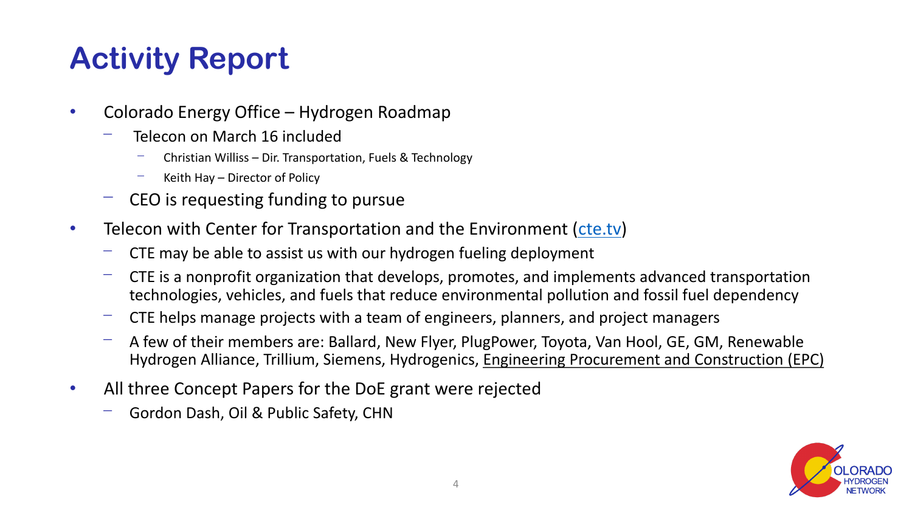# Activity Report

- Colorado Energy Office – Hydrogen Roadmap
  - Telecon on March 16 included
    - Christian Williss – Dir. Transportation, Fuels & Technology
    - Keith Hay – Director of Policy
  - CEO is requesting funding to pursue
- Telecon with Center for Transportation and the Environment (cte.tv)
  - CTE may be able to assist us with our hydrogen fueling deployment
  - CTE is a nonprofit organization that develops, promotes, and implements advanced transportation technologies, vehicles, and fuels that reduce environmental pollution and fossil fuel dependency
  - CTE helps manage projects with a team of engineers, planners, and project managers
  - A few of their members are: Ballard, New Flyer, PlugPower, Toyota, Van Hool, GE, GM, Renewable Hydrogen Alliance, Trillium, Siemens, Hydrogenics, Engineering Procurement and Construction (EPC)
- All three Concept Papers for the DoE grant were rejected
  - Gordon Dash, Oil & Public Safety, CHN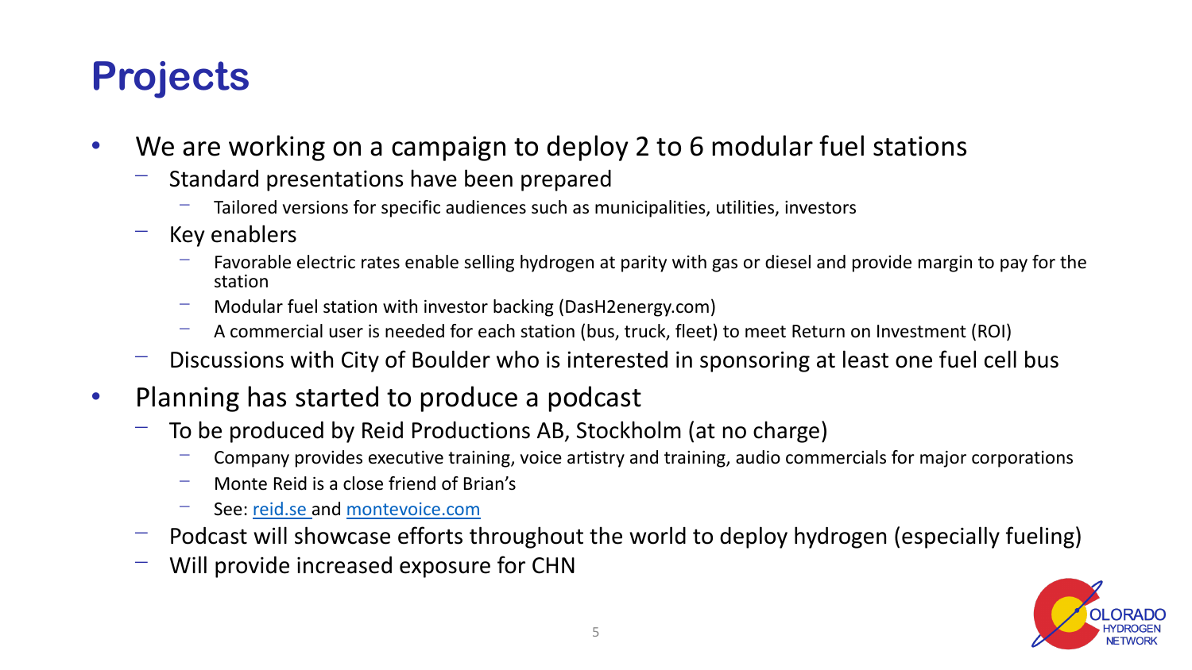# Projects

- We are working on a campaign to deploy 2 to 6 modular fuel stations
  - Standard presentations have been prepared
    - Tailored versions for specific audiences such as municipalities, utilities, investors
  - Key enablers
    - Favorable electric rates enable selling hydrogen at parity with gas or diesel and provide margin to pay for the station
    - Modular fuel station with investor backing (DasH2energy.com)
    - A commercial user is needed for each station (bus, truck, fleet) to meet Return on Investment (ROI)
  - Discussions with City of Boulder who is interested in sponsoring at least one fuel cell bus
- Planning has started to produce a podcast
  - To be produced by Reid Productions AB, Stockholm (at no charge)
    - Company provides executive training, voice artistry and training, audio commercials for major corporations
    - Monte Reid is a close friend of Brian's
    - See: [reid.se](reid.se) and [montevoice.com](montevoice.com)
  - Podcast will showcase efforts throughout the world to deploy hydrogen (especially fueling)
  - Will provide increased exposure for CHN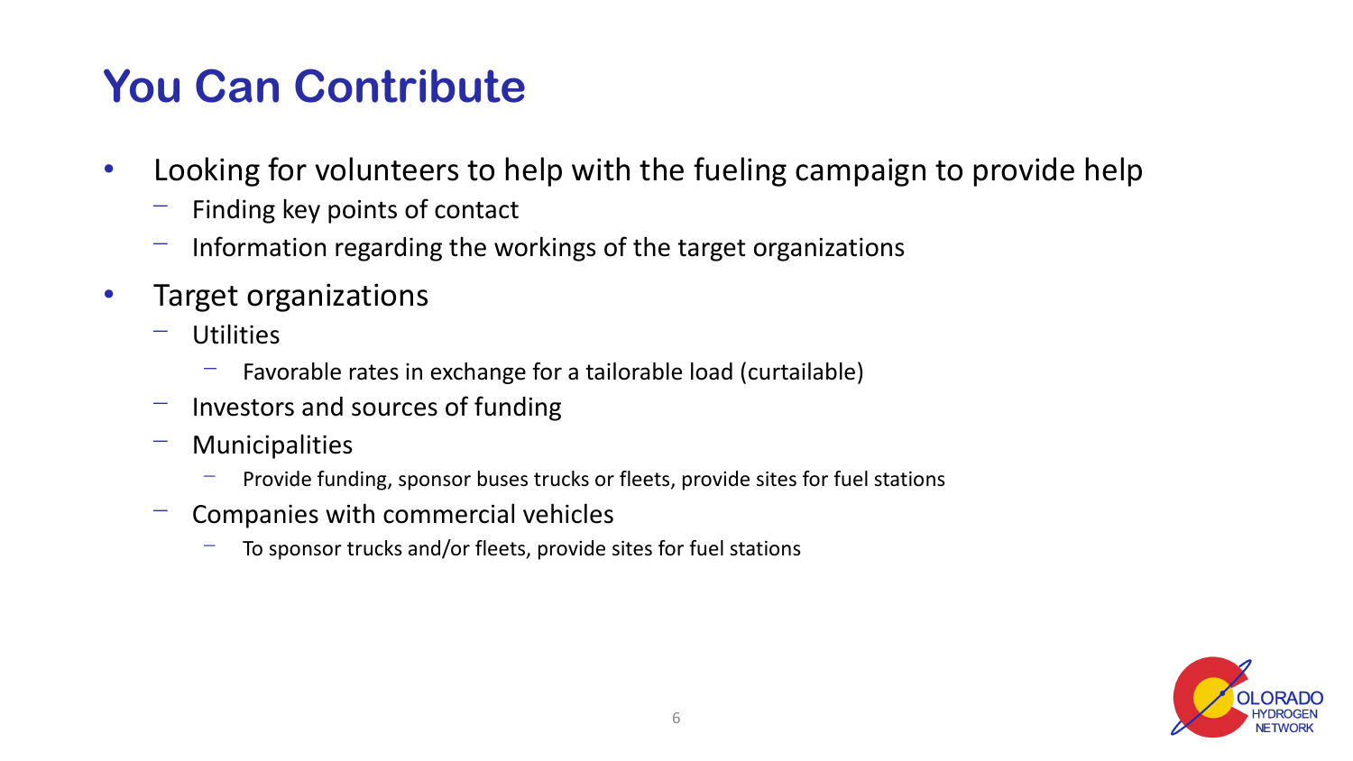# You Can Contribute

- Looking for volunteers to help with the fueling campaign to provide help
  - Finding key points of contact
  - Information regarding the workings of the target organizations
- Target organizations
  - Utilities
    - Favorable rates in exchange for a tailorable load (curtailable)
  - Investors and sources of funding
  - Municipalities
    - Provide funding, sponsor buses trucks or fleets, provide sites for fuel stations
  - Companies with commercial vehicles
    - To sponsor trucks and/or fleets, provide sites for fuel stations

COLORADO HYDROGEN NETWORK